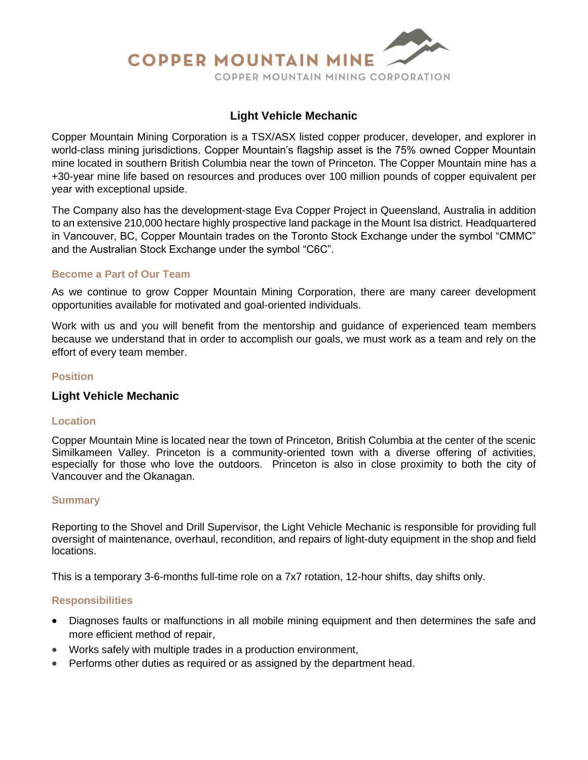**COPPER MOUNTAIN MINE**

COPPER MOUNTAIN MINING CORPORATION

# Light Vehicle Mechanic

Copper Mountain Mining Corporation is a TSX/ASX listed copper producer, developer, and explorer in world-class mining jurisdictions. Copper Mountain's flagship asset is the 75% owned Copper Mountain mine located in southern British Columbia near the town of Princeton. The Copper Mountain mine has a +30-year mine life based on resources and produces over 100 million pounds of copper equivalent per year with exceptional upside.

The Company also has the development-stage Eva Copper Project in Queensland, Australia in addition to an extensive 210,000 hectare highly prospective land package in the Mount Isa district. Headquartered in Vancouver, BC, Copper Mountain trades on the Toronto Stock Exchange under the symbol "CMMC" and the Australian Stock Exchange under the symbol "C6C".

## Become a Part of Our Team

As we continue to grow Copper Mountain Mining Corporation, there are many career development opportunities available for motivated and goal-oriented individuals.

Work with us and you will benefit from the mentorship and guidance of experienced team members because we understand that in order to accomplish our goals, we must work as a team and rely on the effort of every team member.

## Position

**Light Vehicle Mechanic**

## Location

Copper Mountain Mine is located near the town of Princeton, British Columbia at the center of the scenic Similkameen Valley. Princeton is a community-oriented town with a diverse offering of activities, especially for those who love the outdoors. Princeton is also in close proximity to both the city of Vancouver and the Okanagan.

## Summary

Reporting to the Shovel and Drill Supervisor, the Light Vehicle Mechanic is responsible for providing full oversight of maintenance, overhaul, recondition, and repairs of light-duty equipment in the shop and field locations.

This is a temporary 3-6-months full-time role on a 7x7 rotation, 12-hour shifts, day shifts only.

## Responsibilities

- Diagnoses faults or malfunctions in all mobile mining equipment and then determines the safe and more efficient method of repair,
- Works safely with multiple trades in a production environment,
- Performs other duties as required or as assigned by the department head.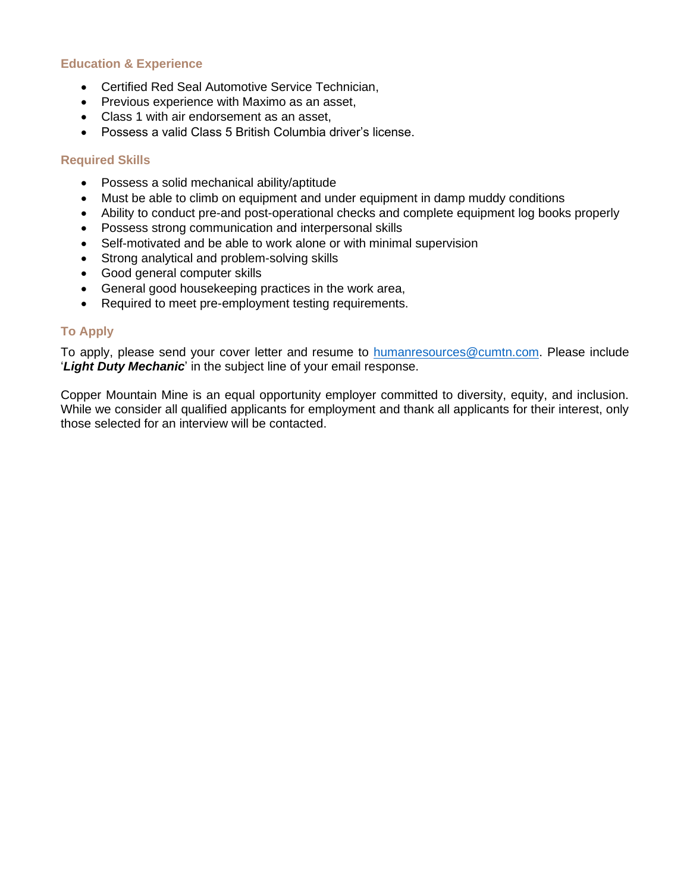### Education & Experience

- Certified Red Seal Automotive Service Technician,
- Previous experience with Maximo as an asset,
- Class 1 with air endorsement as an asset,
- Possess a valid Class 5 British Columbia driver's license.

### Required Skills

- Possess a solid mechanical ability/aptitude
- Must be able to climb on equipment and under equipment in damp muddy conditions
- Ability to conduct pre-and post-operational checks and complete equipment log books properly
- Possess strong communication and interpersonal skills
- Self-motivated and be able to work alone or with minimal supervision
- Strong analytical and problem-solving skills
- Good general computer skills
- General good housekeeping practices in the work area,
- Required to meet pre-employment testing requirements.

### To Apply

To apply, please send your cover letter and resume to humanresources@cumtn.com. Please include '***Light Duty Mechanic***' in the subject line of your email response.

Copper Mountain Mine is an equal opportunity employer committed to diversity, equity, and inclusion. While we consider all qualified applicants for employment and thank all applicants for their interest, only those selected for an interview will be contacted.